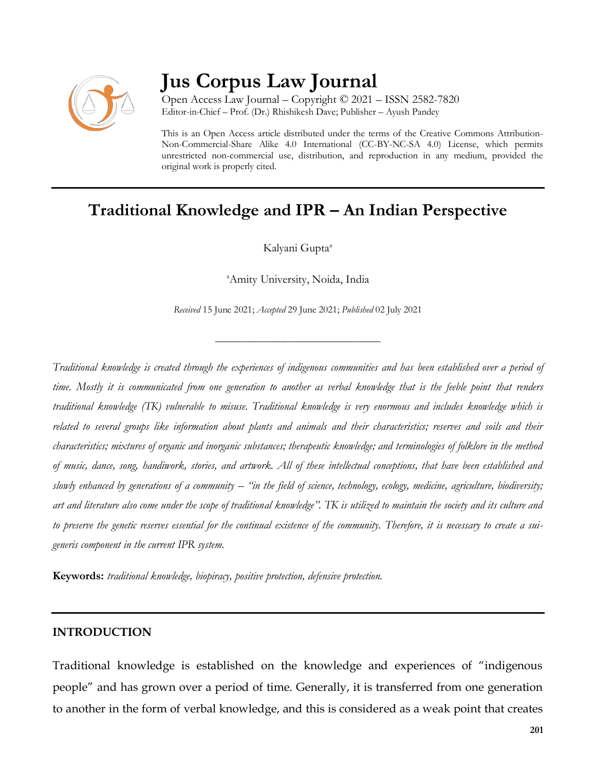# Jus Corpus Law Journal

Open Access Law Journal – Copyright © 2021 – ISSN 2582-7820
Editor-in-Chief – Prof. (Dr.) Rhishikesh Dave; Publisher – Ayush Pandey

This is an Open Access article distributed under the terms of the Creative Commons Attribution-Non-Commercial-Share Alike 4.0 International (CC-BY-NC-SA 4.0) License, which permits unrestricted non-commercial use, distribution, and reproduction in any medium, provided the original work is properly cited.

---

## Traditional Knowledge and IPR – An Indian Perspective

Kalyani Gupta[a]

[a]Amity University, Noida, India

*Received* 15 June 2021; *Accepted* 29 June 2021; *Published* 02 July 2021

---

*Traditional knowledge is created through the experiences of indigenous communities and has been established over a period of time. Mostly it is communicated from one generation to another as verbal knowledge that is the feeble point that renders traditional knowledge (TK) vulnerable to misuse. Traditional knowledge is very enormous and includes knowledge which is related to several groups like information about plants and animals and their characteristics; reserves and soils and their characteristics; mixtures of organic and inorganic substances; therapeutic knowledge; and terminologies of folklore in the method of music, dance, song, handiwork, stories, and artwork. All of these intellectual conceptions, that have been established and slowly enhanced by generations of a community – "in the field of science, technology, ecology, medicine, agriculture, biodiversity; art and literature also come under the scope of traditional knowledge". TK is utilized to maintain the society and its culture and to preserve the genetic reserves essential for the continual existence of the community. Therefore, it is necessary to create a sui-generis component in the current IPR system.*

**Keywords:** *traditional knowledge, biopiracy, positive protection, defensive protection.*

---

### INTRODUCTION

Traditional knowledge is established on the knowledge and experiences of "indigenous people" and has grown over a period of time. Generally, it is transferred from one generation to another in the form of verbal knowledge, and this is considered as a weak point that creates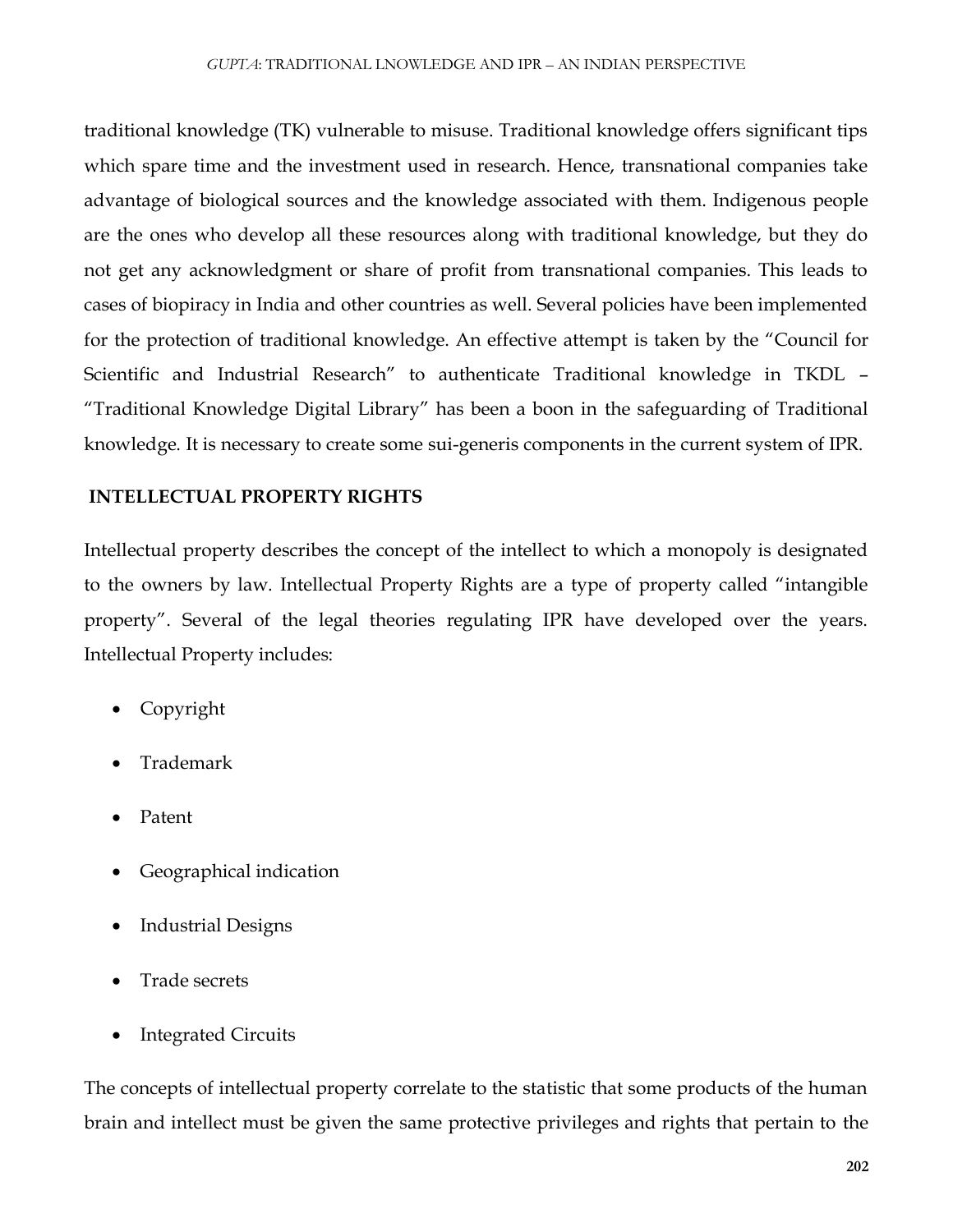traditional knowledge (TK) vulnerable to misuse. Traditional knowledge offers significant tips which spare time and the investment used in research. Hence, transnational companies take advantage of biological sources and the knowledge associated with them. Indigenous people are the ones who develop all these resources along with traditional knowledge, but they do not get any acknowledgment or share of profit from transnational companies. This leads to cases of biopiracy in India and other countries as well. Several policies have been implemented for the protection of traditional knowledge. An effective attempt is taken by the "Council for Scientific and Industrial Research" to authenticate Traditional knowledge in TKDL – "Traditional Knowledge Digital Library" has been a boon in the safeguarding of Traditional knowledge. It is necessary to create some sui-generis components in the current system of IPR.

## INTELLECTUAL PROPERTY RIGHTS

Intellectual property describes the concept of the intellect to which a monopoly is designated to the owners by law. Intellectual Property Rights are a type of property called "intangible property". Several of the legal theories regulating IPR have developed over the years. Intellectual Property includes:

- Copyright
- Trademark
- Patent
- Geographical indication
- Industrial Designs
- Trade secrets
- Integrated Circuits

The concepts of intellectual property correlate to the statistic that some products of the human brain and intellect must be given the same protective privileges and rights that pertain to the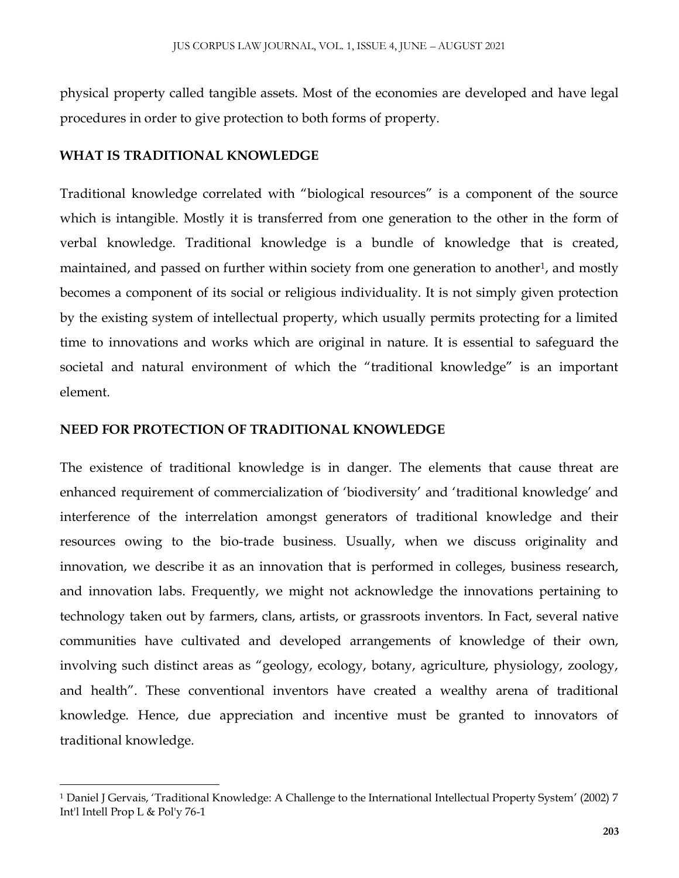physical property called tangible assets. Most of the economies are developed and have legal procedures in order to give protection to both forms of property.

## WHAT IS TRADITIONAL KNOWLEDGE

Traditional knowledge correlated with "biological resources" is a component of the source which is intangible. Mostly it is transferred from one generation to the other in the form of verbal knowledge. Traditional knowledge is a bundle of knowledge that is created, maintained, and passed on further within society from one generation to another[1], and mostly becomes a component of its social or religious individuality. It is not simply given protection by the existing system of intellectual property, which usually permits protecting for a limited time to innovations and works which are original in nature. It is essential to safeguard the societal and natural environment of which the "traditional knowledge" is an important element.

## NEED FOR PROTECTION OF TRADITIONAL KNOWLEDGE

The existence of traditional knowledge is in danger. The elements that cause threat are enhanced requirement of commercialization of 'biodiversity' and 'traditional knowledge' and interference of the interrelation amongst generators of traditional knowledge and their resources owing to the bio-trade business. Usually, when we discuss originality and innovation, we describe it as an innovation that is performed in colleges, business research, and innovation labs. Frequently, we might not acknowledge the innovations pertaining to technology taken out by farmers, clans, artists, or grassroots inventors. In Fact, several native communities have cultivated and developed arrangements of knowledge of their own, involving such distinct areas as "geology, ecology, botany, agriculture, physiology, zoology, and health". These conventional inventors have created a wealthy arena of traditional knowledge. Hence, due appreciation and incentive must be granted to innovators of traditional knowledge.

---

[1] Daniel J Gervais, 'Traditional Knowledge: A Challenge to the International Intellectual Property System' (2002) 7 Int'l Intell Prop L & Pol'y 76-1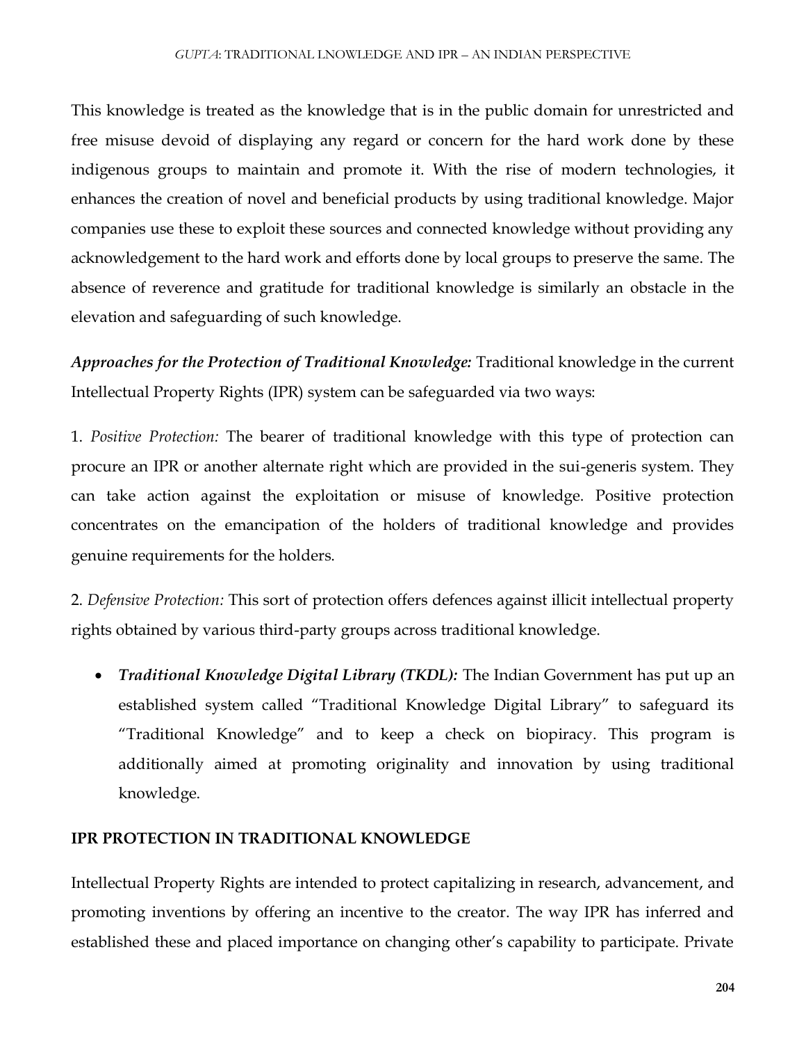This knowledge is treated as the knowledge that is in the public domain for unrestricted and free misuse devoid of displaying any regard or concern for the hard work done by these indigenous groups to maintain and promote it. With the rise of modern technologies, it enhances the creation of novel and beneficial products by using traditional knowledge. Major companies use these to exploit these sources and connected knowledge without providing any acknowledgement to the hard work and efforts done by local groups to preserve the same. The absence of reverence and gratitude for traditional knowledge is similarly an obstacle in the elevation and safeguarding of such knowledge.

***Approaches for the Protection of Traditional Knowledge:*** Traditional knowledge in the current Intellectual Property Rights (IPR) system can be safeguarded via two ways:

1. *Positive Protection:* The bearer of traditional knowledge with this type of protection can procure an IPR or another alternate right which are provided in the sui-generis system. They can take action against the exploitation or misuse of knowledge. Positive protection concentrates on the emancipation of the holders of traditional knowledge and provides genuine requirements for the holders.

2. *Defensive Protection:* This sort of protection offers defences against illicit intellectual property rights obtained by various third-party groups across traditional knowledge.

- ***Traditional Knowledge Digital Library (TKDL):*** The Indian Government has put up an established system called "Traditional Knowledge Digital Library" to safeguard its "Traditional Knowledge" and to keep a check on biopiracy. This program is additionally aimed at promoting originality and innovation by using traditional knowledge.

## IPR PROTECTION IN TRADITIONAL KNOWLEDGE

Intellectual Property Rights are intended to protect capitalizing in research, advancement, and promoting inventions by offering an incentive to the creator. The way IPR has inferred and established these and placed importance on changing other's capability to participate. Private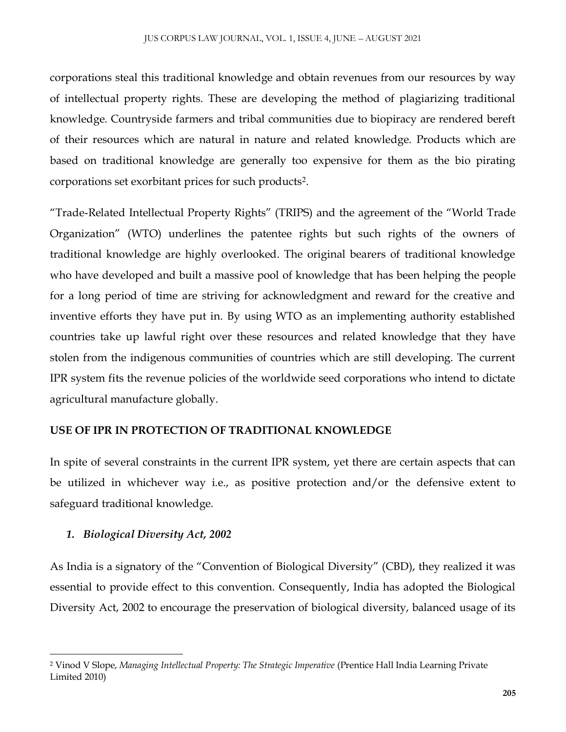corporations steal this traditional knowledge and obtain revenues from our resources by way of intellectual property rights. These are developing the method of plagiarizing traditional knowledge. Countryside farmers and tribal communities due to biopiracy are rendered bereft of their resources which are natural in nature and related knowledge. Products which are based on traditional knowledge are generally too expensive for them as the bio pirating corporations set exorbitant prices for such products[2].

"Trade-Related Intellectual Property Rights" (TRIPS) and the agreement of the "World Trade Organization" (WTO) underlines the patentee rights but such rights of the owners of traditional knowledge are highly overlooked. The original bearers of traditional knowledge who have developed and built a massive pool of knowledge that has been helping the people for a long period of time are striving for acknowledgment and reward for the creative and inventive efforts they have put in. By using WTO as an implementing authority established countries take up lawful right over these resources and related knowledge that they have stolen from the indigenous communities of countries which are still developing. The current IPR system fits the revenue policies of the worldwide seed corporations who intend to dictate agricultural manufacture globally.

**USE OF IPR IN PROTECTION OF TRADITIONAL KNOWLEDGE**

In spite of several constraints in the current IPR system, yet there are certain aspects that can be utilized in whichever way i.e., as positive protection and/or the defensive extent to safeguard traditional knowledge.

1. ***Biological Diversity Act, 2002***

As India is a signatory of the "Convention of Biological Diversity" (CBD), they realized it was essential to provide effect to this convention. Consequently, India has adopted the Biological Diversity Act, 2002 to encourage the preservation of biological diversity, balanced usage of its

[2] Vinod V Slope, *Managing Intellectual Property: The Strategic Imperative* (Prentice Hall India Learning Private Limited 2010)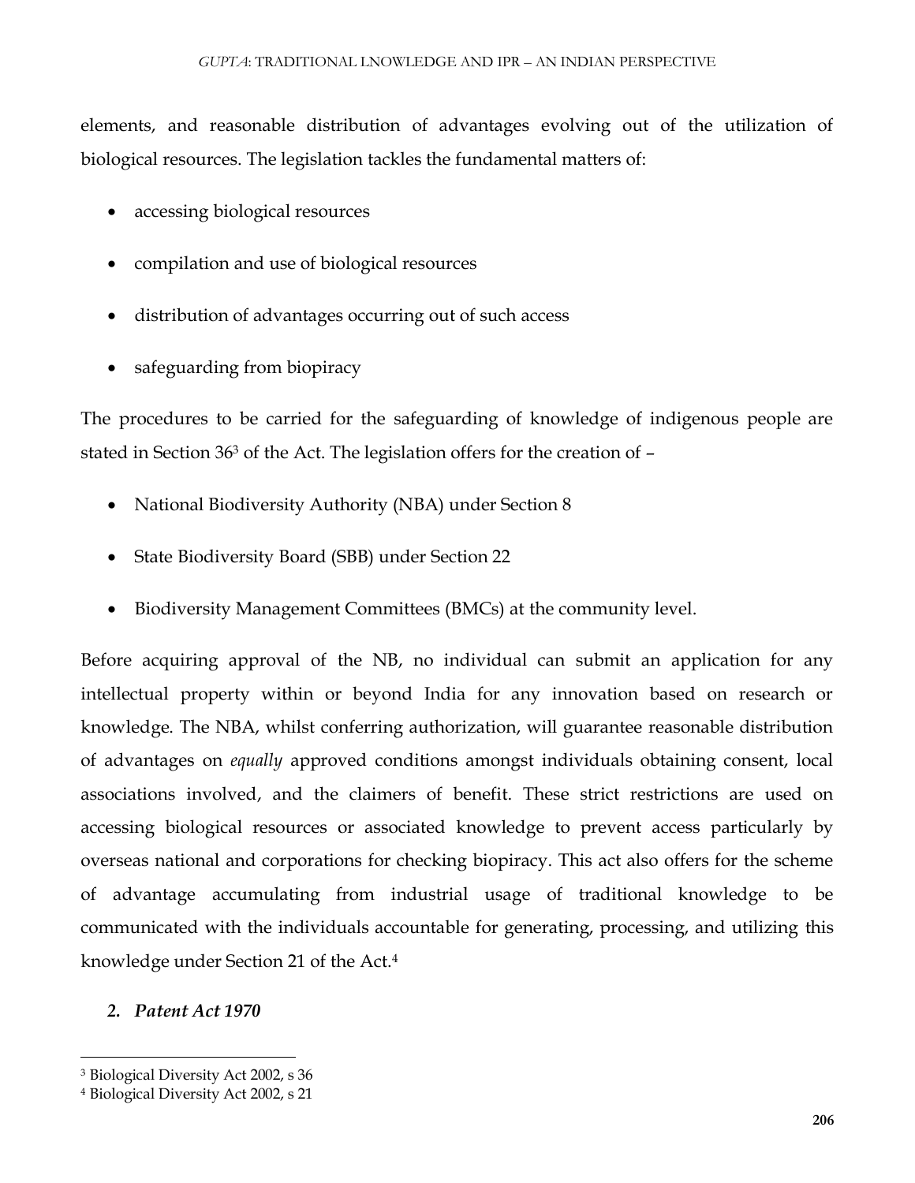elements, and reasonable distribution of advantages evolving out of the utilization of biological resources. The legislation tackles the fundamental matters of:

- accessing biological resources
- compilation and use of biological resources
- distribution of advantages occurring out of such access
- safeguarding from biopiracy

The procedures to be carried for the safeguarding of knowledge of indigenous people are stated in Section 36[3] of the Act. The legislation offers for the creation of –

- National Biodiversity Authority (NBA) under Section 8
- State Biodiversity Board (SBB) under Section 22
- Biodiversity Management Committees (BMCs) at the community level.

Before acquiring approval of the NB, no individual can submit an application for any intellectual property within or beyond India for any innovation based on research or knowledge. The NBA, whilst conferring authorization, will guarantee reasonable distribution of advantages on *equally* approved conditions amongst individuals obtaining consent, local associations involved, and the claimers of benefit. These strict restrictions are used on accessing biological resources or associated knowledge to prevent access particularly by overseas national and corporations for checking biopiracy. This act also offers for the scheme of advantage accumulating from industrial usage of traditional knowledge to be communicated with the individuals accountable for generating, processing, and utilizing this knowledge under Section 21 of the Act.[4]

2. ***Patent Act 1970***

---

[3] Biological Diversity Act 2002, s 36

[4] Biological Diversity Act 2002, s 21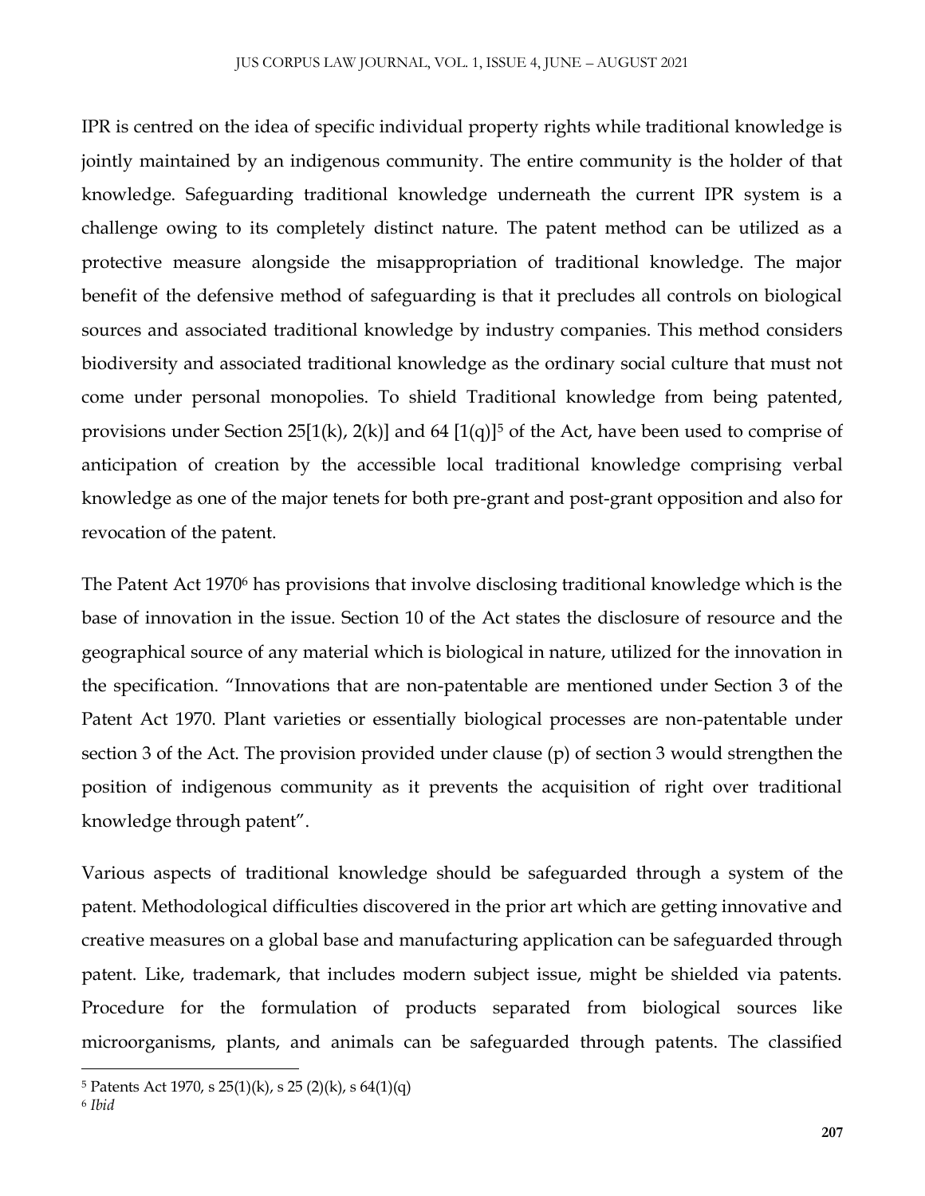IPR is centred on the idea of specific individual property rights while traditional knowledge is jointly maintained by an indigenous community. The entire community is the holder of that knowledge. Safeguarding traditional knowledge underneath the current IPR system is a challenge owing to its completely distinct nature. The patent method can be utilized as a protective measure alongside the misappropriation of traditional knowledge. The major benefit of the defensive method of safeguarding is that it precludes all controls on biological sources and associated traditional knowledge by industry companies. This method considers biodiversity and associated traditional knowledge as the ordinary social culture that must not come under personal monopolies. To shield Traditional knowledge from being patented, provisions under Section 25[1(k), 2(k)] and 64 [1(q)][5] of the Act, have been used to comprise of anticipation of creation by the accessible local traditional knowledge comprising verbal knowledge as one of the major tenets for both pre-grant and post-grant opposition and also for revocation of the patent.

The Patent Act 1970[6] has provisions that involve disclosing traditional knowledge which is the base of innovation in the issue. Section 10 of the Act states the disclosure of resource and the geographical source of any material which is biological in nature, utilized for the innovation in the specification. "Innovations that are non-patentable are mentioned under Section 3 of the Patent Act 1970. Plant varieties or essentially biological processes are non-patentable under section 3 of the Act. The provision provided under clause (p) of section 3 would strengthen the position of indigenous community as it prevents the acquisition of right over traditional knowledge through patent".

Various aspects of traditional knowledge should be safeguarded through a system of the patent. Methodological difficulties discovered in the prior art which are getting innovative and creative measures on a global base and manufacturing application can be safeguarded through patent. Like, trademark, that includes modern subject issue, might be shielded via patents. Procedure for the formulation of products separated from biological sources like microorganisms, plants, and animals can be safeguarded through patents. The classified

[5] Patents Act 1970, s 25(1)(k), s 25 (2)(k), s 64(1)(q)

[6] *Ibid*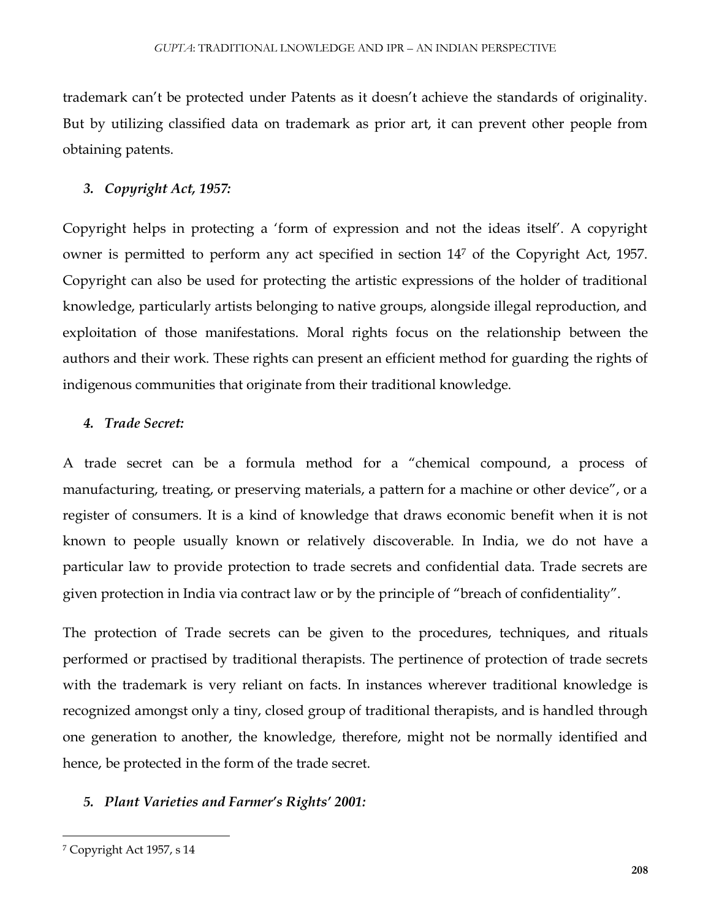trademark can't be protected under Patents as it doesn't achieve the standards of originality. But by utilizing classified data on trademark as prior art, it can prevent other people from obtaining patents.

### *3. Copyright Act, 1957:*

Copyright helps in protecting a 'form of expression and not the ideas itself'. A copyright owner is permitted to perform any act specified in section 14[7] of the Copyright Act, 1957. Copyright can also be used for protecting the artistic expressions of the holder of traditional knowledge, particularly artists belonging to native groups, alongside illegal reproduction, and exploitation of those manifestations. Moral rights focus on the relationship between the authors and their work. These rights can present an efficient method for guarding the rights of indigenous communities that originate from their traditional knowledge.

### *4. Trade Secret:*

A trade secret can be a formula method for a "chemical compound, a process of manufacturing, treating, or preserving materials, a pattern for a machine or other device", or a register of consumers. It is a kind of knowledge that draws economic benefit when it is not known to people usually known or relatively discoverable. In India, we do not have a particular law to provide protection to trade secrets and confidential data. Trade secrets are given protection in India via contract law or by the principle of "breach of confidentiality".

The protection of Trade secrets can be given to the procedures, techniques, and rituals performed or practised by traditional therapists. The pertinence of protection of trade secrets with the trademark is very reliant on facts. In instances wherever traditional knowledge is recognized amongst only a tiny, closed group of traditional therapists, and is handled through one generation to another, the knowledge, therefore, might not be normally identified and hence, be protected in the form of the trade secret.

### *5. Plant Varieties and Farmer's Rights' 2001:*

---

[7] Copyright Act 1957, s 14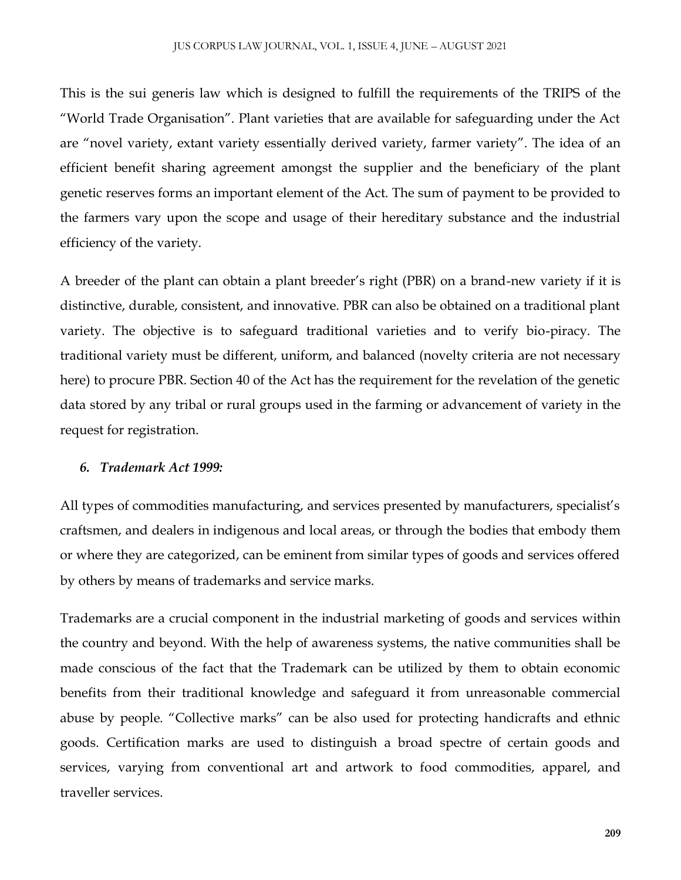This is the sui generis law which is designed to fulfill the requirements of the TRIPS of the "World Trade Organisation". Plant varieties that are available for safeguarding under the Act are "novel variety, extant variety essentially derived variety, farmer variety". The idea of an efficient benefit sharing agreement amongst the supplier and the beneficiary of the plant genetic reserves forms an important element of the Act. The sum of payment to be provided to the farmers vary upon the scope and usage of their hereditary substance and the industrial efficiency of the variety.

A breeder of the plant can obtain a plant breeder's right (PBR) on a brand-new variety if it is distinctive, durable, consistent, and innovative. PBR can also be obtained on a traditional plant variety. The objective is to safeguard traditional varieties and to verify bio-piracy. The traditional variety must be different, uniform, and balanced (novelty criteria are not necessary here) to procure PBR. Section 40 of the Act has the requirement for the revelation of the genetic data stored by any tribal or rural groups used in the farming or advancement of variety in the request for registration.

### *6. Trademark Act 1999:*

All types of commodities manufacturing, and services presented by manufacturers, specialist's craftsmen, and dealers in indigenous and local areas, or through the bodies that embody them or where they are categorized, can be eminent from similar types of goods and services offered by others by means of trademarks and service marks.

Trademarks are a crucial component in the industrial marketing of goods and services within the country and beyond. With the help of awareness systems, the native communities shall be made conscious of the fact that the Trademark can be utilized by them to obtain economic benefits from their traditional knowledge and safeguard it from unreasonable commercial abuse by people. "Collective marks" can be also used for protecting handicrafts and ethnic goods. Certification marks are used to distinguish a broad spectre of certain goods and services, varying from conventional art and artwork to food commodities, apparel, and traveller services.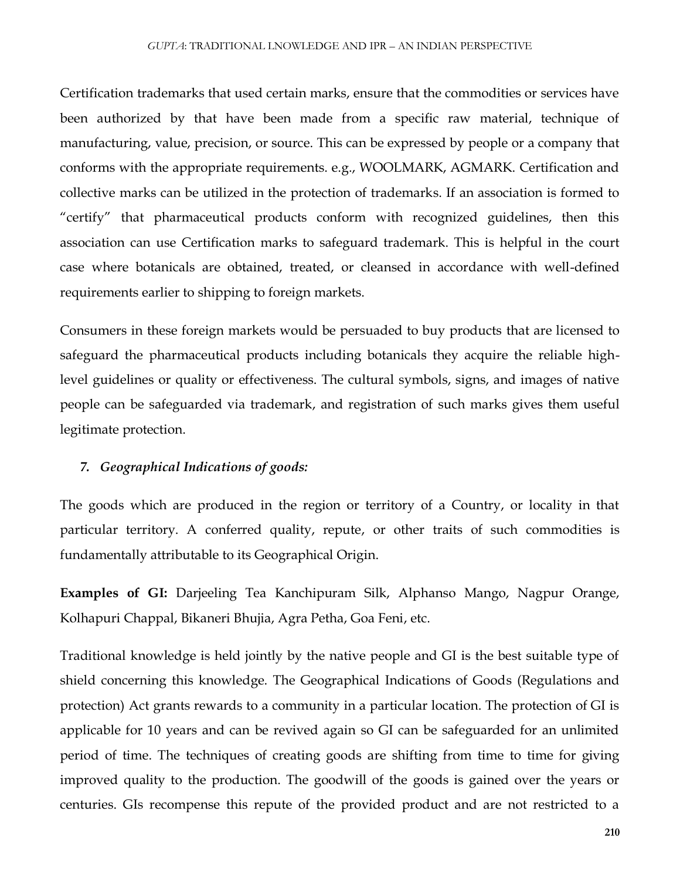Certification trademarks that used certain marks, ensure that the commodities or services have been authorized by that have been made from a specific raw material, technique of manufacturing, value, precision, or source. This can be expressed by people or a company that conforms with the appropriate requirements. e.g., WOOLMARK, AGMARK. Certification and collective marks can be utilized in the protection of trademarks. If an association is formed to "certify" that pharmaceutical products conform with recognized guidelines, then this association can use Certification marks to safeguard trademark. This is helpful in the court case where botanicals are obtained, treated, or cleansed in accordance with well-defined requirements earlier to shipping to foreign markets.

Consumers in these foreign markets would be persuaded to buy products that are licensed to safeguard the pharmaceutical products including botanicals they acquire the reliable high-level guidelines or quality or effectiveness. The cultural symbols, signs, and images of native people can be safeguarded via trademark, and registration of such marks gives them useful legitimate protection.

### *7. Geographical Indications of goods:*

The goods which are produced in the region or territory of a Country, or locality in that particular territory. A conferred quality, repute, or other traits of such commodities is fundamentally attributable to its Geographical Origin.

**Examples of GI:** Darjeeling Tea Kanchipuram Silk, Alphanso Mango, Nagpur Orange, Kolhapuri Chappal, Bikaneri Bhujia, Agra Petha, Goa Feni, etc.

Traditional knowledge is held jointly by the native people and GI is the best suitable type of shield concerning this knowledge. The Geographical Indications of Goods (Regulations and protection) Act grants rewards to a community in a particular location. The protection of GI is applicable for 10 years and can be revived again so GI can be safeguarded for an unlimited period of time. The techniques of creating goods are shifting from time to time for giving improved quality to the production. The goodwill of the goods is gained over the years or centuries. GIs recompense this repute of the provided product and are not restricted to a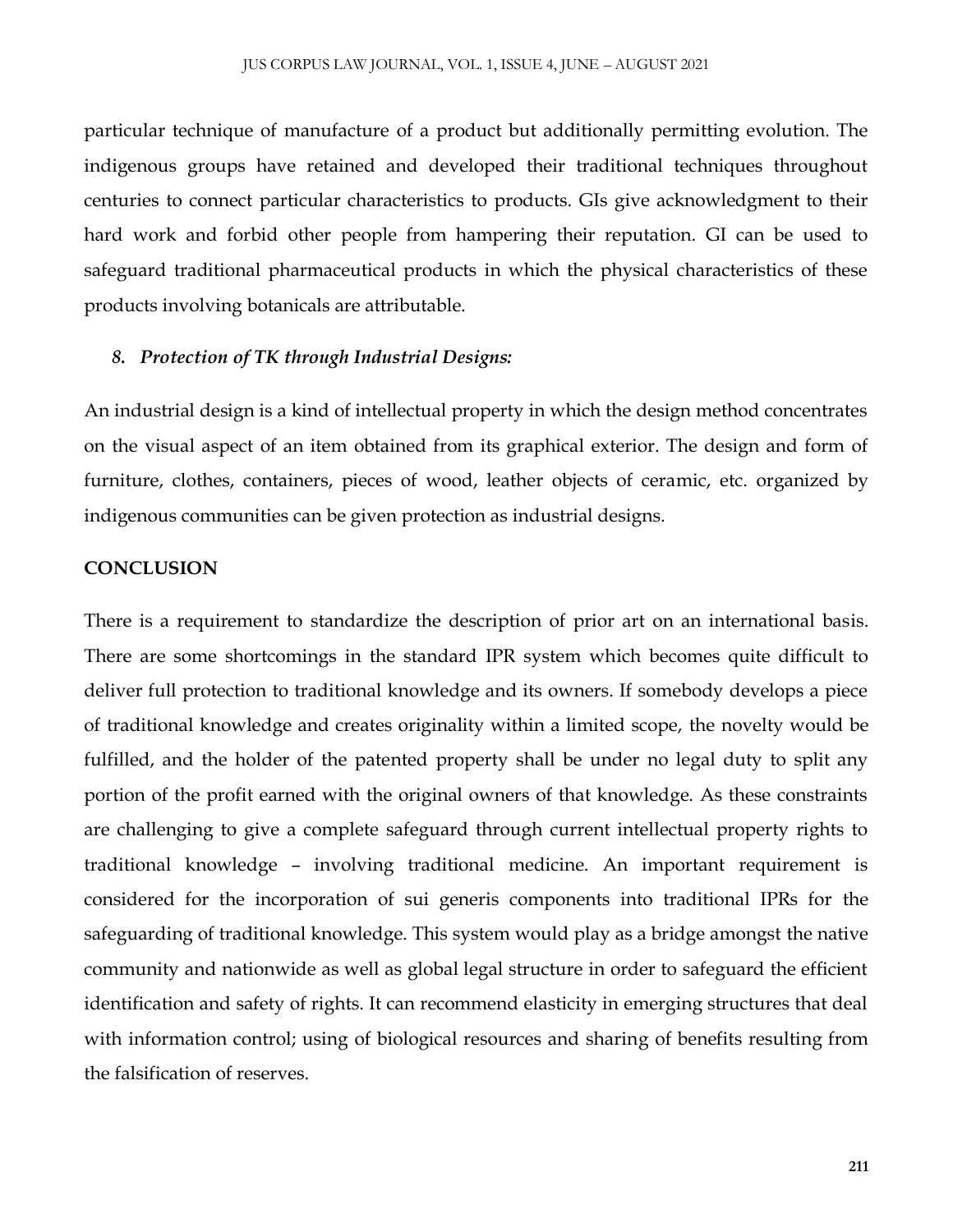particular technique of manufacture of a product but additionally permitting evolution. The indigenous groups have retained and developed their traditional techniques throughout centuries to connect particular characteristics to products. GIs give acknowledgment to their hard work and forbid other people from hampering their reputation. GI can be used to safeguard traditional pharmaceutical products in which the physical characteristics of these products involving botanicals are attributable.

### *8. Protection of TK through Industrial Designs:*

An industrial design is a kind of intellectual property in which the design method concentrates on the visual aspect of an item obtained from its graphical exterior. The design and form of furniture, clothes, containers, pieces of wood, leather objects of ceramic, etc. organized by indigenous communities can be given protection as industrial designs.

## CONCLUSION

There is a requirement to standardize the description of prior art on an international basis. There are some shortcomings in the standard IPR system which becomes quite difficult to deliver full protection to traditional knowledge and its owners. If somebody develops a piece of traditional knowledge and creates originality within a limited scope, the novelty would be fulfilled, and the holder of the patented property shall be under no legal duty to split any portion of the profit earned with the original owners of that knowledge. As these constraints are challenging to give a complete safeguard through current intellectual property rights to traditional knowledge – involving traditional medicine. An important requirement is considered for the incorporation of sui generis components into traditional IPRs for the safeguarding of traditional knowledge. This system would play as a bridge amongst the native community and nationwide as well as global legal structure in order to safeguard the efficient identification and safety of rights. It can recommend elasticity in emerging structures that deal with information control; using of biological resources and sharing of benefits resulting from the falsification of reserves.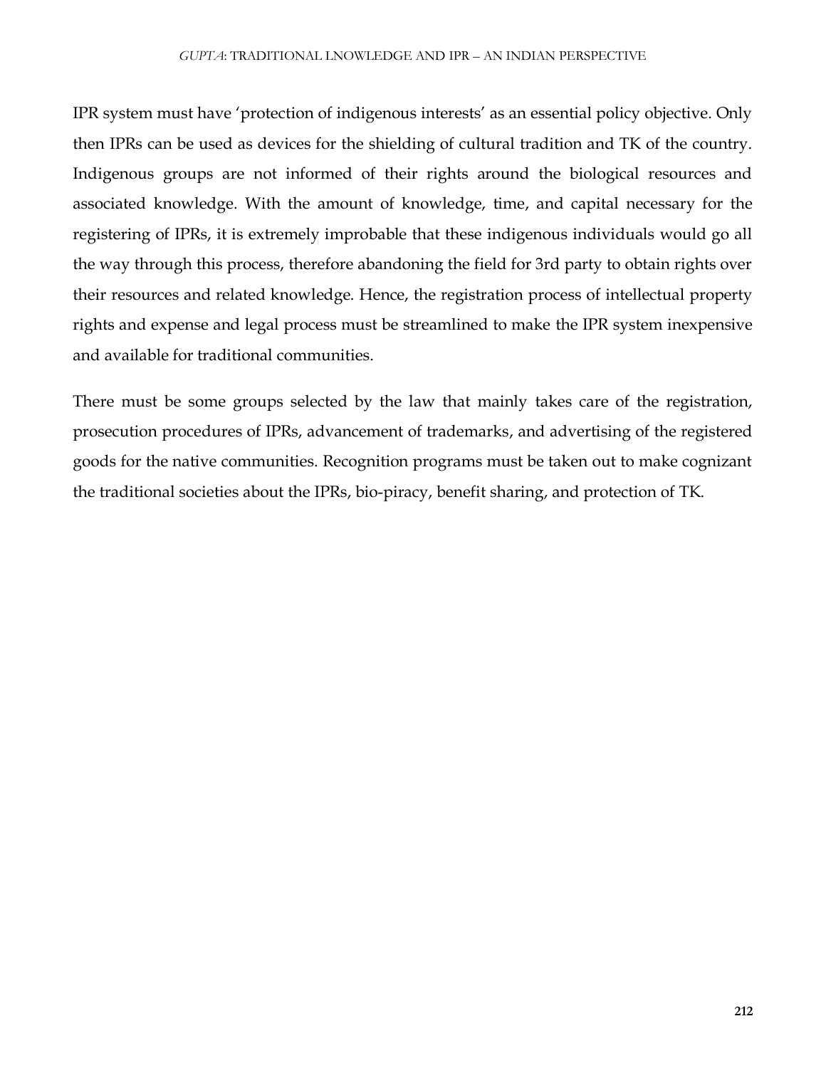IPR system must have 'protection of indigenous interests' as an essential policy objective. Only then IPRs can be used as devices for the shielding of cultural tradition and TK of the country. Indigenous groups are not informed of their rights around the biological resources and associated knowledge. With the amount of knowledge, time, and capital necessary for the registering of IPRs, it is extremely improbable that these indigenous individuals would go all the way through this process, therefore abandoning the field for 3rd party to obtain rights over their resources and related knowledge. Hence, the registration process of intellectual property rights and expense and legal process must be streamlined to make the IPR system inexpensive and available for traditional communities.

There must be some groups selected by the law that mainly takes care of the registration, prosecution procedures of IPRs, advancement of trademarks, and advertising of the registered goods for the native communities. Recognition programs must be taken out to make cognizant the traditional societies about the IPRs, bio-piracy, benefit sharing, and protection of TK.